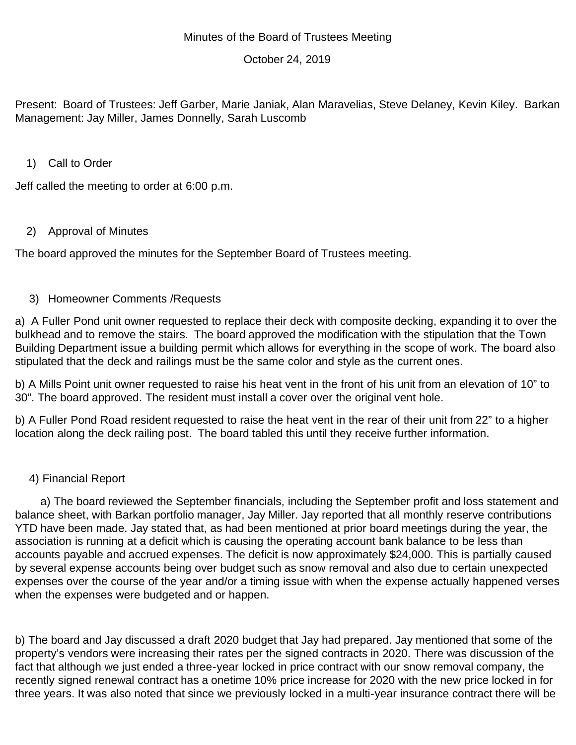Minutes of the Board of Trustees Meeting

October 24, 2019

Present: Board of Trustees: Jeff Garber, Marie Janiak, Alan Maravelias, Steve Delaney, Kevin Kiley. Barkan Management: Jay Miller, James Donnelly, Sarah Luscomb

1) Call to Order

Jeff called the meeting to order at 6:00 p.m.

2) Approval of Minutes

The board approved the minutes for the September Board of Trustees meeting.

3) Homeowner Comments /Requests

a) A Fuller Pond unit owner requested to replace their deck with composite decking, expanding it to over the bulkhead and to remove the stairs. The board approved the modification with the stipulation that the Town Building Department issue a building permit which allows for everything in the scope of work. The board also stipulated that the deck and railings must be the same color and style as the current ones.

b) A Mills Point unit owner requested to raise his heat vent in the front of his unit from an elevation of 10" to 30". The board approved. The resident must install a cover over the original vent hole.

b) A Fuller Pond Road resident requested to raise the heat vent in the rear of their unit from 22" to a higher location along the deck railing post. The board tabled this until they receive further information.

4) Financial Report

a) The board reviewed the September financials, including the September profit and loss statement and balance sheet, with Barkan portfolio manager, Jay Miller. Jay reported that all monthly reserve contributions YTD have been made. Jay stated that, as had been mentioned at prior board meetings during the year, the association is running at a deficit which is causing the operating account bank balance to be less than accounts payable and accrued expenses. The deficit is now approximately $24,000. This is partially caused by several expense accounts being over budget such as snow removal and also due to certain unexpected expenses over the course of the year and/or a timing issue with when the expense actually happened verses when the expenses were budgeted and or happen.

b) The board and Jay discussed a draft 2020 budget that Jay had prepared. Jay mentioned that some of the property's vendors were increasing their rates per the signed contracts in 2020. There was discussion of the fact that although we just ended a three-year locked in price contract with our snow removal company, the recently signed renewal contract has a onetime 10% price increase for 2020 with the new price locked in for three years. It was also noted that since we previously locked in a multi-year insurance contract there will be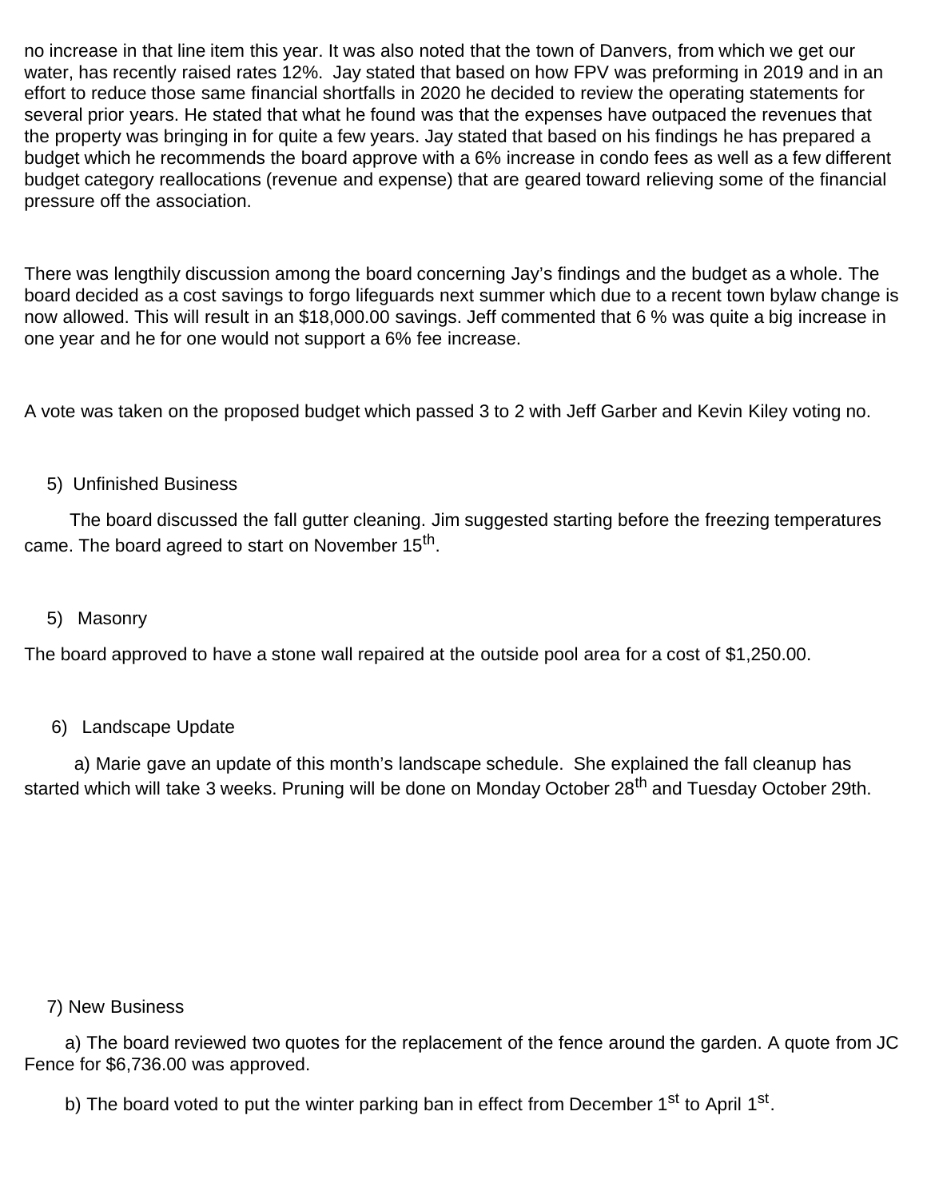no increase in that line item this year. It was also noted that the town of Danvers, from which we get our water, has recently raised rates 12%. Jay stated that based on how FPV was preforming in 2019 and in an effort to reduce those same financial shortfalls in 2020 he decided to review the operating statements for several prior years. He stated that what he found was that the expenses have outpaced the revenues that the property was bringing in for quite a few years. Jay stated that based on his findings he has prepared a budget which he recommends the board approve with a 6% increase in condo fees as well as a few different budget category reallocations (revenue and expense) that are geared toward relieving some of the financial pressure off the association.

There was lengthily discussion among the board concerning Jay's findings and the budget as a whole. The board decided as a cost savings to forgo lifeguards next summer which due to a recent town bylaw change is now allowed. This will result in an $18,000.00 savings. Jeff commented that 6 % was quite a big increase in one year and he for one would not support a 6% fee increase.

A vote was taken on the proposed budget which passed 3 to 2 with Jeff Garber and Kevin Kiley voting no.

5) Unfinished Business

The board discussed the fall gutter cleaning. Jim suggested starting before the freezing temperatures came. The board agreed to start on November 15th.

5) Masonry

The board approved to have a stone wall repaired at the outside pool area for a cost of $1,250.00.

6) Landscape Update

a) Marie gave an update of this month's landscape schedule. She explained the fall cleanup has started which will take 3 weeks. Pruning will be done on Monday October 28th and Tuesday October 29th.

7) New Business

a) The board reviewed two quotes for the replacement of the fence around the garden. A quote from JC Fence for $6,736.00 was approved.

b) The board voted to put the winter parking ban in effect from December 1st to April 1st.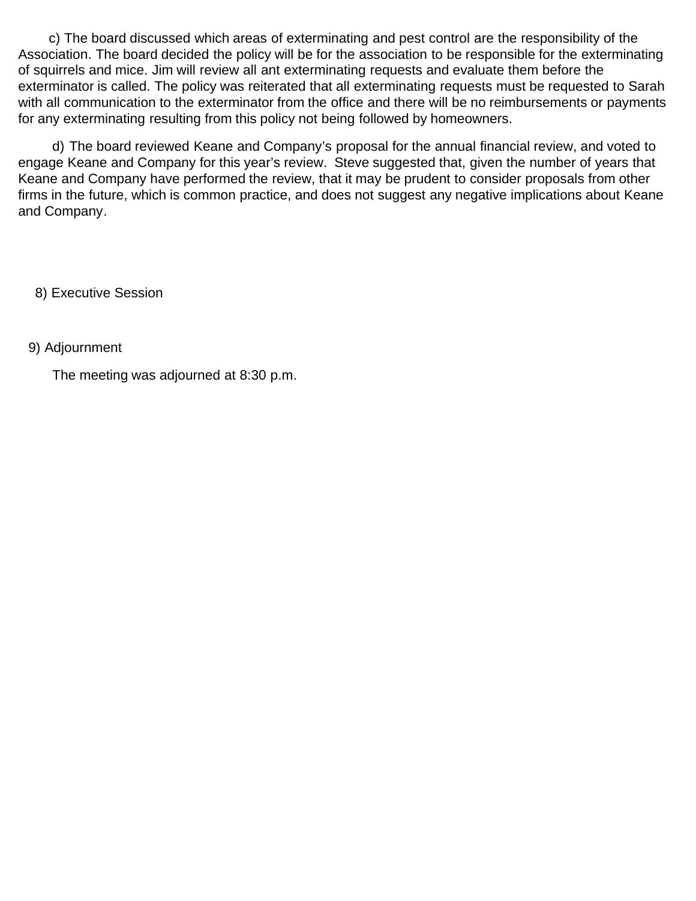c) The board discussed which areas of exterminating and pest control are the responsibility of the Association. The board decided the policy will be for the association to be responsible for the exterminating of squirrels and mice. Jim will review all ant exterminating requests and evaluate them before the exterminator is called. The policy was reiterated that all exterminating requests must be requested to Sarah with all communication to the exterminator from the office and there will be no reimbursements or payments for any exterminating resulting from this policy not being followed by homeowners.

d) The board reviewed Keane and Company's proposal for the annual financial review, and voted to engage Keane and Company for this year's review. Steve suggested that, given the number of years that Keane and Company have performed the review, that it may be prudent to consider proposals from other firms in the future, which is common practice, and does not suggest any negative implications about Keane and Company.

8) Executive Session

9) Adjournment

The meeting was adjourned at 8:30 p.m.